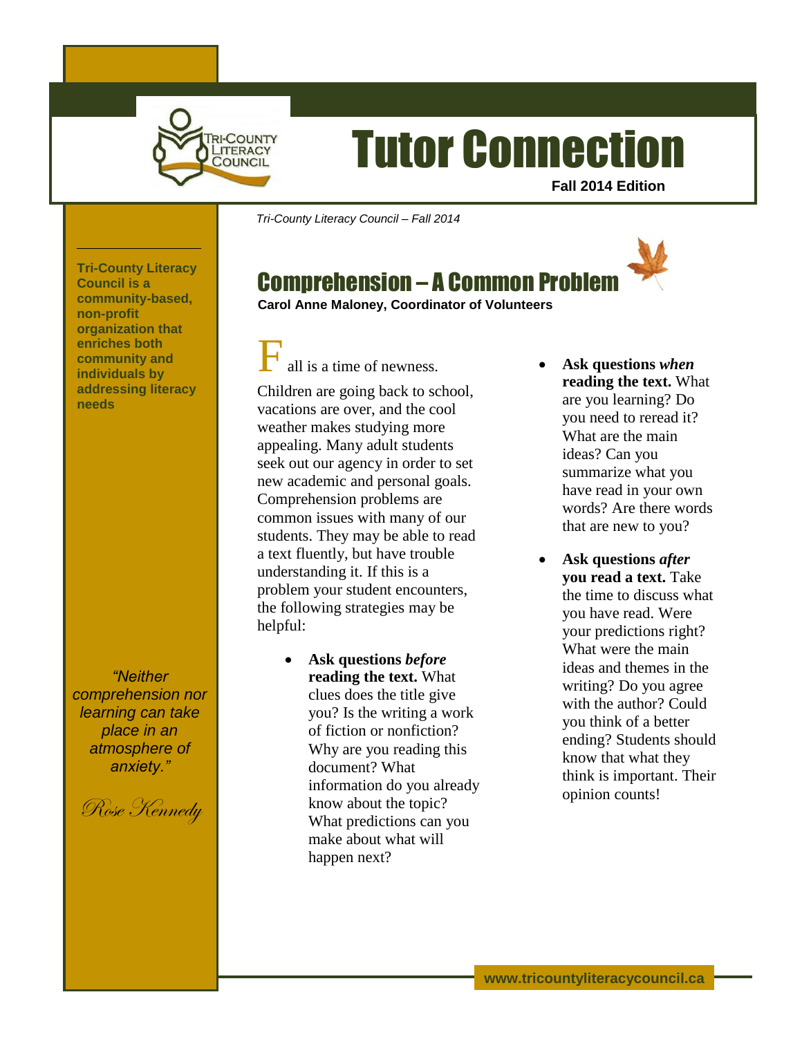# Tutor Connection

**Fall 2014 Edition**

*Tri-County Literacy Council – Fall 2014*

**Tri-County Literacy Council is a community-based, non-profit organization that enriches both community and individuals by addressing literacy needs**

## Comprehension – A Common Problem

**Carol Anne Maloney, Coordinator of Volunteers**

Fall is a time of newness.

Children are going back to school, vacations are over, and the cool weather makes studying more appealing. Many adult students seek out our agency in order to set new academic and personal goals. Comprehension problems are common issues with many of our students. They may be able to read a text fluently, but have trouble understanding it. If this is a problem your student encounters, the following strategies may be helpful:

- **Ask questions *before* reading the text.** What clues does the title give you? Is the writing a work of fiction or nonfiction? Why are you reading this document? What information do you already know about the topic? What predictions can you make about what will happen next?
- **Ask questions *when* reading the text.** What are you learning? Do you need to reread it? What are the main ideas? Can you summarize what you have read in your own words? Are there words that are new to you?
- **Ask questions *after* you read a text.** Take the time to discuss what you have read. Were your predictions right? What were the main ideas and themes in the writing? Do you agree with the author? Could you think of a better ending? Students should know that what they think is important. Their opinion counts!

*"Neither comprehension nor learning can take place in an atmosphere of anxiety."*

*Rose Kennedy*

**www.tricountyliteracycouncil.ca**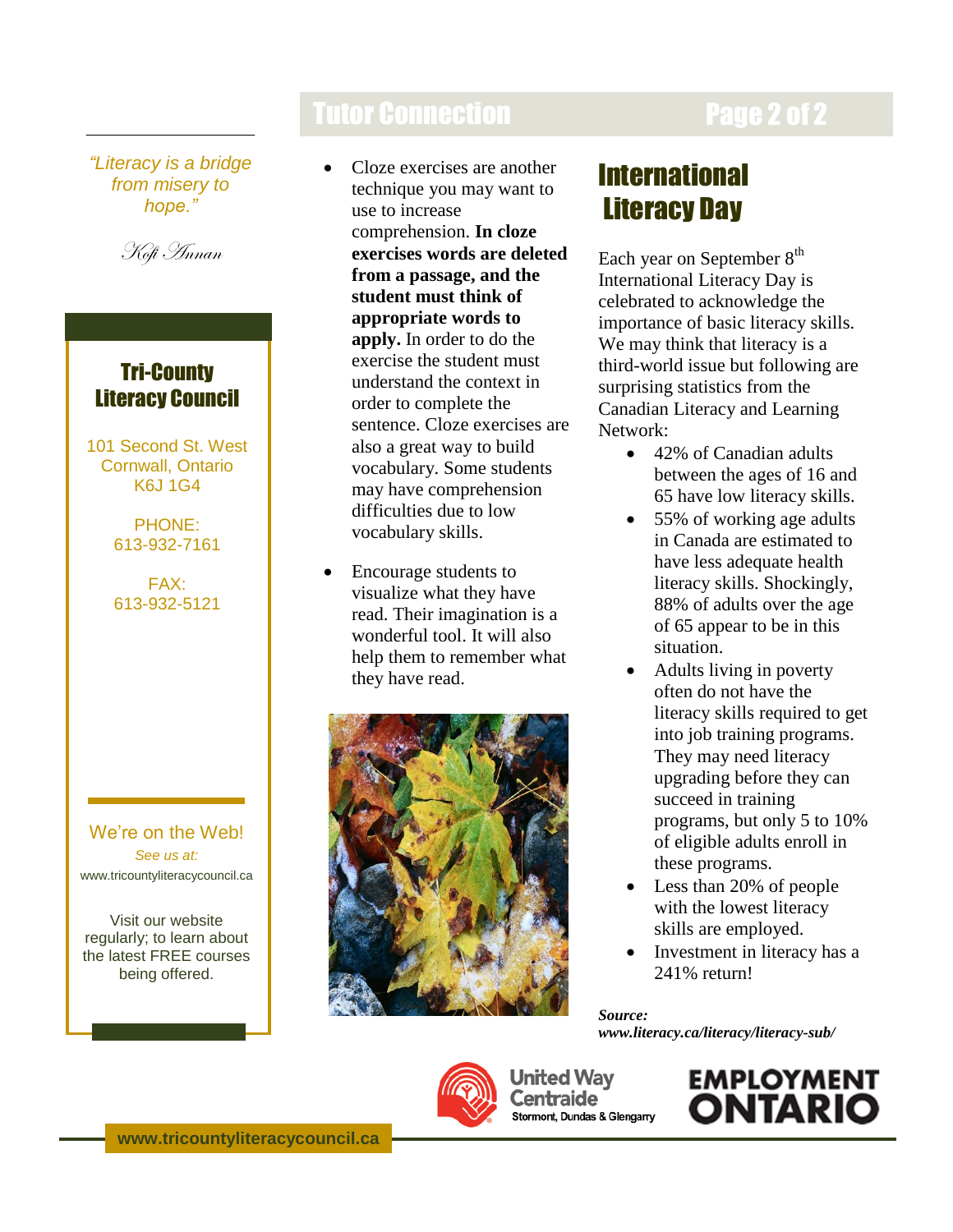> *"Literacy is a bridge from misery to hope."*
>
> Kofi Annan

## Tri-County Literacy Council

101 Second St. West
Cornwall, Ontario
K6J 1G4

PHONE:
613-932-7161

FAX:
613-932-5121

We're on the Web!
*See us at:*
www.tricountyliteracycouncil.ca

Visit our website regularly; to learn about the latest FREE courses being offered.

- Cloze exercises are another technique you may want to use to increase comprehension. **In cloze exercises words are deleted from a passage, and the student must think of appropriate words to apply.** In order to do the exercise the student must understand the context in order to complete the sentence. Cloze exercises are also a great way to build vocabulary. Some students may have comprehension difficulties due to low vocabulary skills.

- Encourage students to visualize what they have read. Their imagination is a wonderful tool. It will also help them to remember what they have read.

## International Literacy Day

Each year on September 8th International Literacy Day is celebrated to acknowledge the importance of basic literacy skills. We may think that literacy is a third-world issue but following are surprising statistics from the Canadian Literacy and Learning Network:

- 42% of Canadian adults between the ages of 16 and 65 have low literacy skills.
- 55% of working age adults in Canada are estimated to have less adequate health literacy skills. Shockingly, 88% of adults over the age of 65 appear to be in this situation.
- Adults living in poverty often do not have the literacy skills required to get into job training programs. They may need literacy upgrading before they can succeed in training programs, but only 5 to 10% of eligible adults enroll in these programs.
- Less than 20% of people with the lowest literacy skills are employed.
- Investment in literacy has a 241% return!

***Source: www.literacy.ca/literacy/literacy-sub/***

United Way Centraide Stormont, Dundas & Glengarry

EMPLOYMENT ONTARIO

www.tricountyliteracycouncil.ca